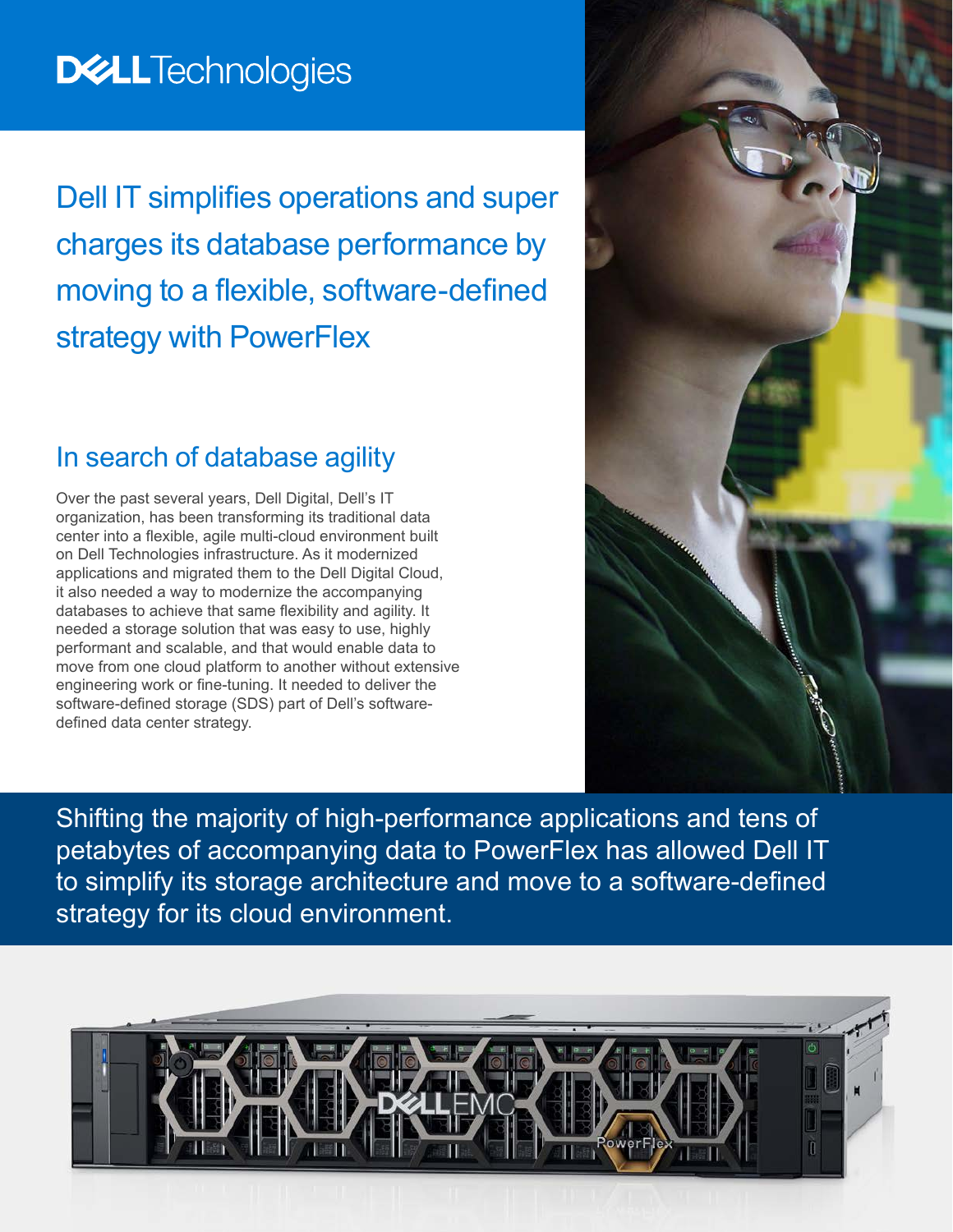# Dell IT simplifies operations and super charges its database performance by moving to a flexible, software-defined strategy with PowerFlex

## In search of database agility

Over the past several years, Dell Digital, Dell's IT organization, has been transforming its traditional data center into a flexible, agile multi-cloud environment built on Dell Technologies infrastructure. As it modernized applications and migrated them to the Dell Digital Cloud, it also needed a way to modernize the accompanying databases to achieve that same flexibility and agility. It needed a storage solution that was easy to use, highly performant and scalable, and that would enable data to move from one cloud platform to another without extensive engineering work or fine-tuning. It needed to deliver the software-defined storage (SDS) part of Dell's software-defined data center strategy.

Shifting the majority of high-performance applications and tens of petabytes of accompanying data to PowerFlex has allowed Dell IT to simplify its storage architecture and move to a software-defined strategy for its cloud environment.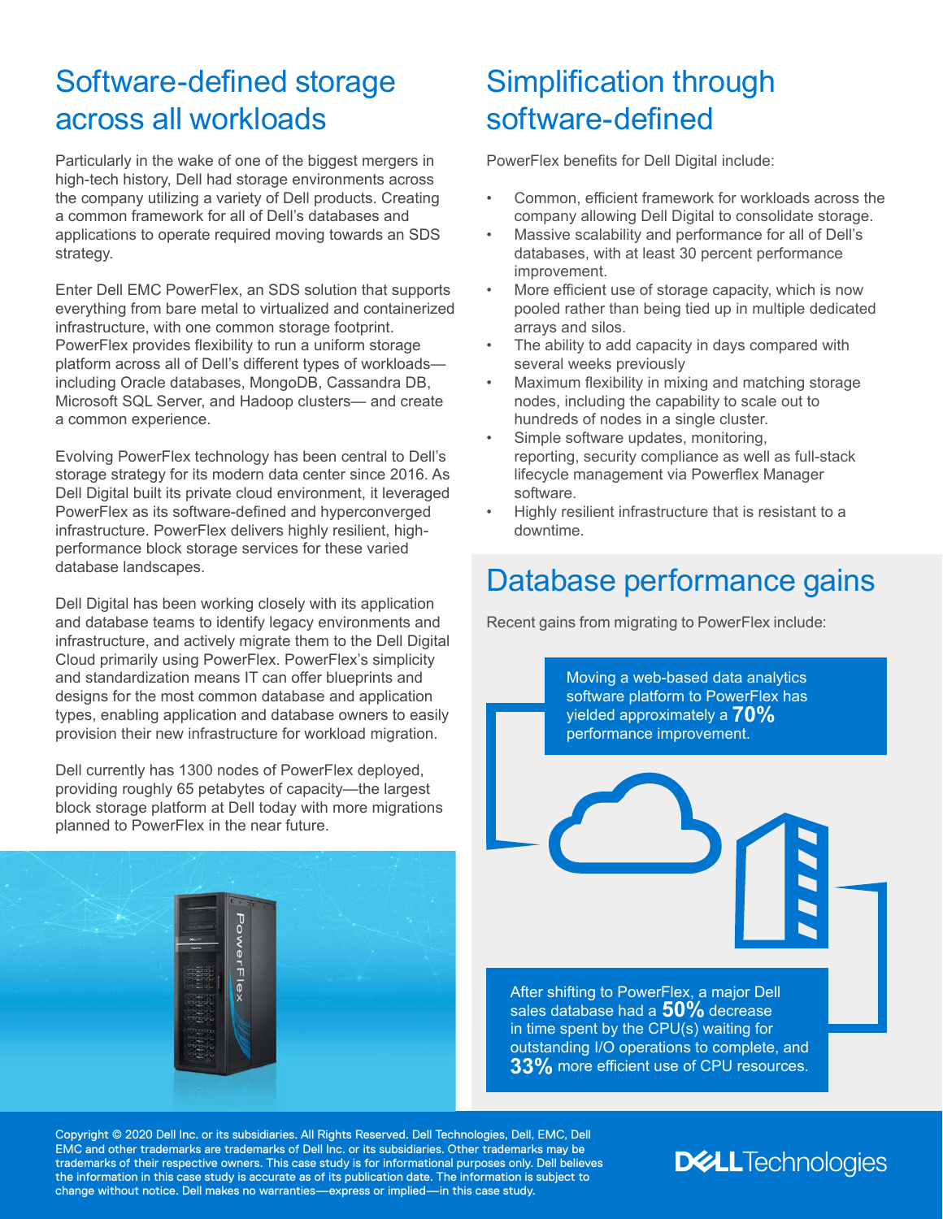## Software-defined storage across all workloads

Particularly in the wake of one of the biggest mergers in high-tech history, Dell had storage environments across the company utilizing a variety of Dell products. Creating a common framework for all of Dell's databases and applications to operate required moving towards an SDS strategy.

Enter Dell EMC PowerFlex, an SDS solution that supports everything from bare metal to virtualized and containerized infrastructure, with one common storage footprint. PowerFlex provides flexibility to run a uniform storage platform across all of Dell's different types of workloads—including Oracle databases, MongoDB, Cassandra DB, Microsoft SQL Server, and Hadoop clusters— and create a common experience.

Evolving PowerFlex technology has been central to Dell's storage strategy for its modern data center since 2016. As Dell Digital built its private cloud environment, it leveraged PowerFlex as its software-defined and hyperconverged infrastructure. PowerFlex delivers highly resilient, high-performance block storage services for these varied database landscapes.

Dell Digital has been working closely with its application and database teams to identify legacy environments and infrastructure, and actively migrate them to the Dell Digital Cloud primarily using PowerFlex. PowerFlex's simplicity and standardization means IT can offer blueprints and designs for the most common database and application types, enabling application and database owners to easily provision their new infrastructure for workload migration.

Dell currently has 1300 nodes of PowerFlex deployed, providing roughly 65 petabytes of capacity—the largest block storage platform at Dell today with more migrations planned to PowerFlex in the near future.

## Simplification through software-defined

PowerFlex benefits for Dell Digital include:

- Common, efficient framework for workloads across the company allowing Dell Digital to consolidate storage.
- Massive scalability and performance for all of Dell's databases, with at least 30 percent performance improvement.
- More efficient use of storage capacity, which is now pooled rather than being tied up in multiple dedicated arrays and silos.
- The ability to add capacity in days compared with several weeks previously
- Maximum flexibility in mixing and matching storage nodes, including the capability to scale out to hundreds of nodes in a single cluster.
- Simple software updates, monitoring, reporting, security compliance as well as full-stack lifecycle management via Powerflex Manager software.
- Highly resilient infrastructure that is resistant to a downtime.

## Database performance gains

Recent gains from migrating to PowerFlex include:

Moving a web-based data analytics software platform to PowerFlex has yielded approximately a **70%** performance improvement.

After shifting to PowerFlex, a major Dell sales database had a **50%** decrease in time spent by the CPU(s) waiting for outstanding I/O operations to complete, and **33%** more efficient use of CPU resources.

Copyright © 2020 Dell Inc. or its subsidiaries. All Rights Reserved. Dell Technologies, Dell, EMC, Dell EMC and other trademarks are trademarks of Dell Inc. or its subsidiaries. Other trademarks may be trademarks of their respective owners. This case study is for informational purposes only. Dell believes the information in this case study is accurate as of its publication date. The information is subject to change without notice. Dell makes no warranties—express or implied—in this case study.

DELL Technologies